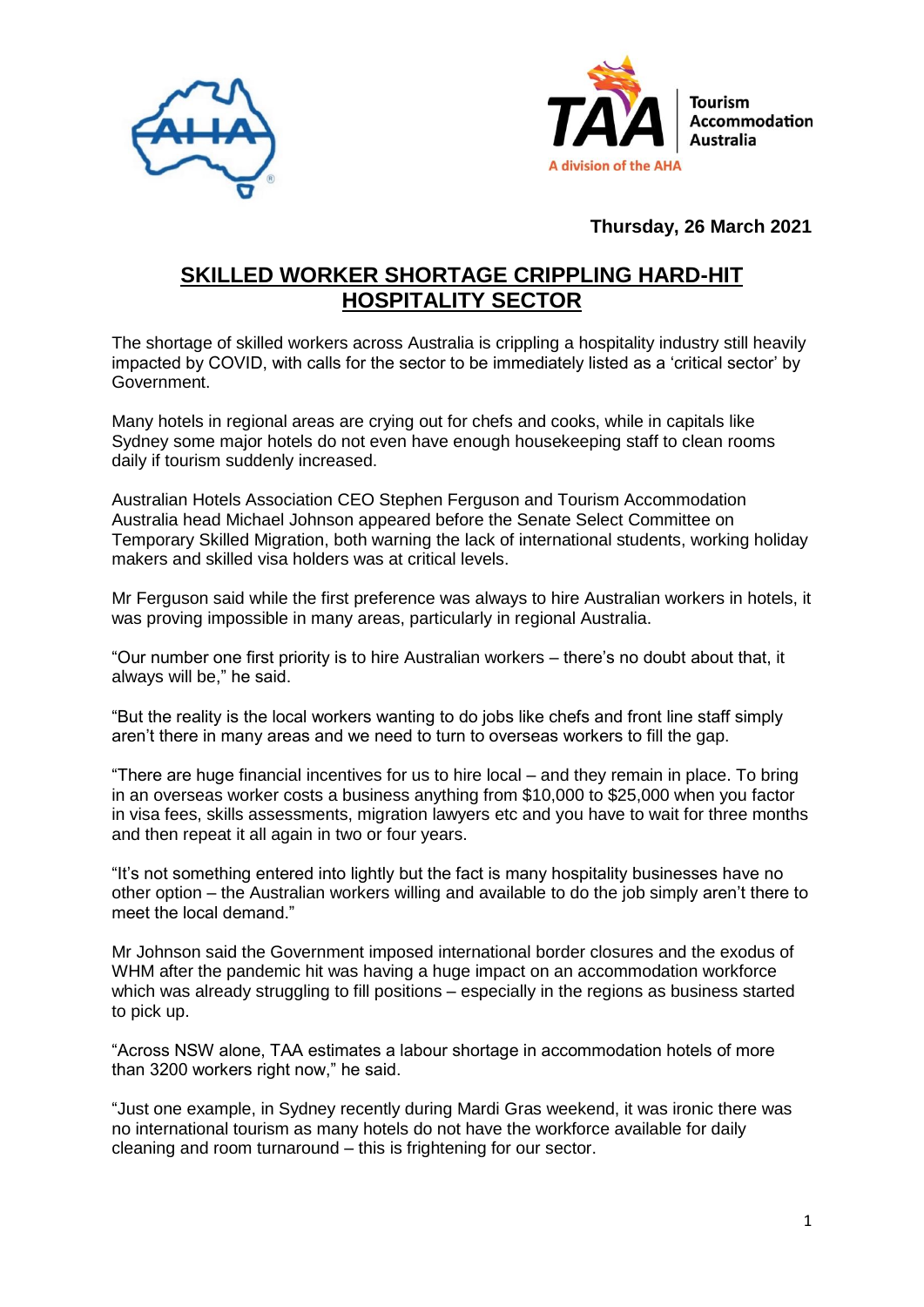**Thursday, 26 March 2021**

# SKILLED WORKER SHORTAGE CRIPPLING HARD-HIT HOSPITALITY SECTOR

The shortage of skilled workers across Australia is crippling a hospitality industry still heavily impacted by COVID, with calls for the sector to be immediately listed as a 'critical sector' by Government.

Many hotels in regional areas are crying out for chefs and cooks, while in capitals like Sydney some major hotels do not even have enough housekeeping staff to clean rooms daily if tourism suddenly increased.

Australian Hotels Association CEO Stephen Ferguson and Tourism Accommodation Australia head Michael Johnson appeared before the Senate Select Committee on Temporary Skilled Migration, both warning the lack of international students, working holiday makers and skilled visa holders was at critical levels.

Mr Ferguson said while the first preference was always to hire Australian workers in hotels, it was proving impossible in many areas, particularly in regional Australia.

"Our number one first priority is to hire Australian workers – there's no doubt about that, it always will be," he said.

"But the reality is the local workers wanting to do jobs like chefs and front line staff simply aren't there in many areas and we need to turn to overseas workers to fill the gap.

"There are huge financial incentives for us to hire local – and they remain in place. To bring in an overseas worker costs a business anything from $10,000 to $25,000 when you factor in visa fees, skills assessments, migration lawyers etc and you have to wait for three months and then repeat it all again in two or four years.

"It's not something entered into lightly but the fact is many hospitality businesses have no other option – the Australian workers willing and available to do the job simply aren't there to meet the local demand."

Mr Johnson said the Government imposed international border closures and the exodus of WHM after the pandemic hit was having a huge impact on an accommodation workforce which was already struggling to fill positions – especially in the regions as business started to pick up.

"Across NSW alone, TAA estimates a labour shortage in accommodation hotels of more than 3200 workers right now," he said.

"Just one example, in Sydney recently during Mardi Gras weekend, it was ironic there was no international tourism as many hotels do not have the workforce available for daily cleaning and room turnaround – this is frightening for our sector.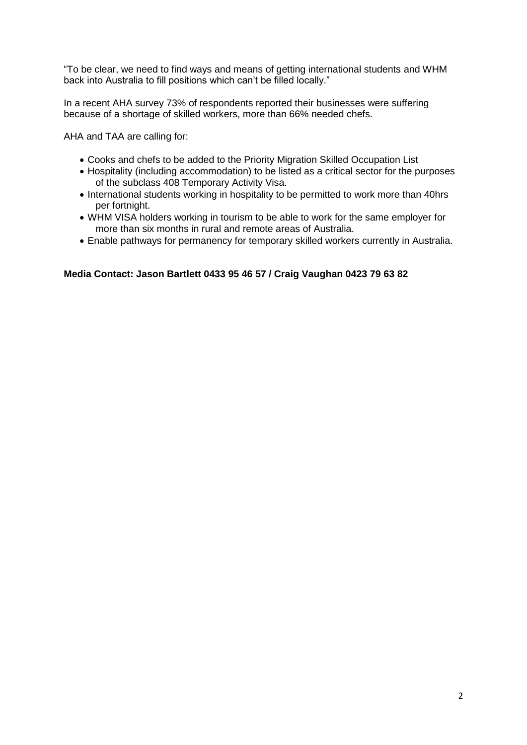"To be clear, we need to find ways and means of getting international students and WHM back into Australia to fill positions which can't be filled locally."

In a recent AHA survey 73% of respondents reported their businesses were suffering because of a shortage of skilled workers, more than 66% needed chefs.

AHA and TAA are calling for:

- Cooks and chefs to be added to the Priority Migration Skilled Occupation List
- Hospitality (including accommodation) to be listed as a critical sector for the purposes of the subclass 408 Temporary Activity Visa.
- International students working in hospitality to be permitted to work more than 40hrs per fortnight.
- WHM VISA holders working in tourism to be able to work for the same employer for more than six months in rural and remote areas of Australia.
- Enable pathways for permanency for temporary skilled workers currently in Australia.

**Media Contact: Jason Bartlett 0433 95 46 57 / Craig Vaughan 0423 79 63 82**